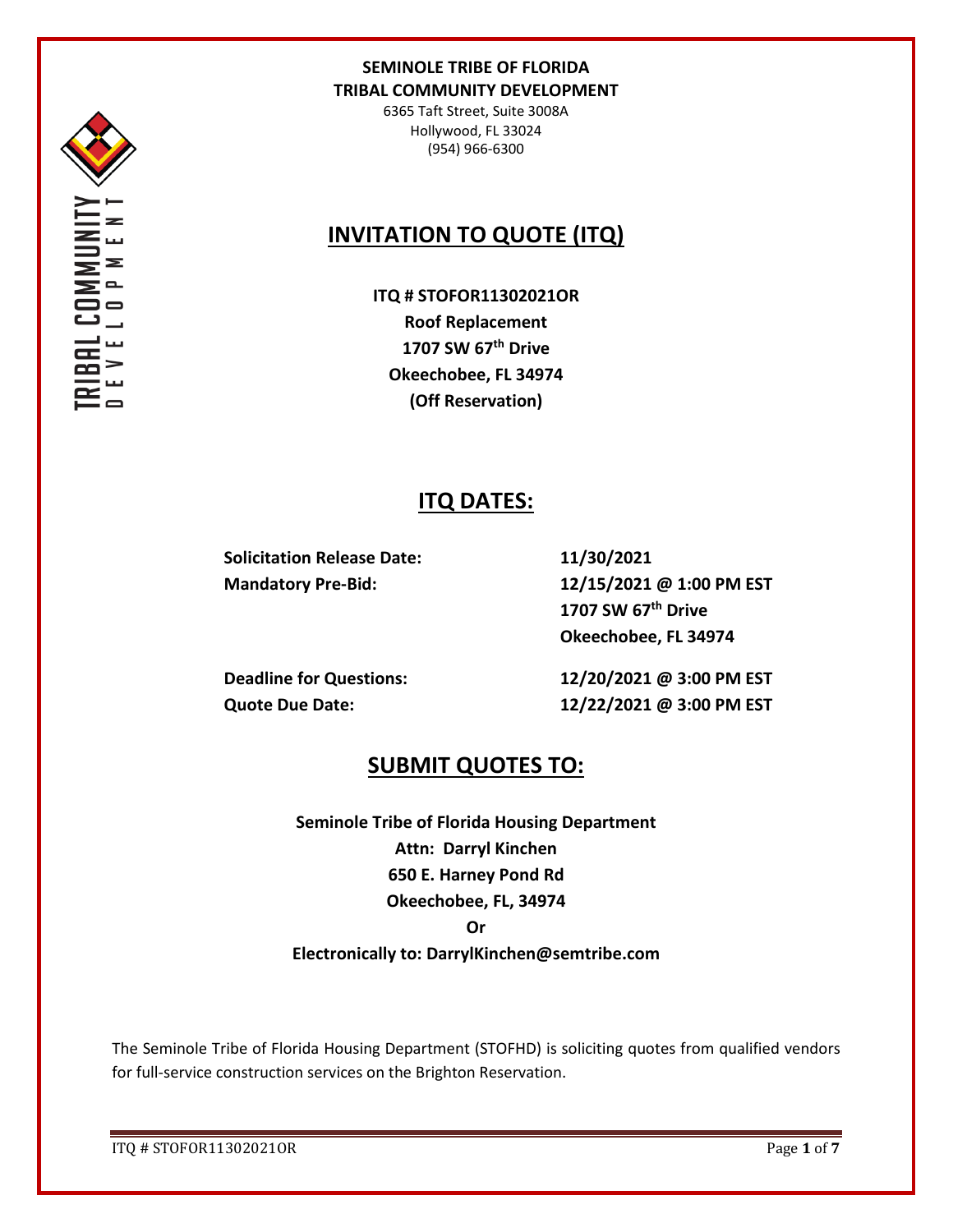**SEMINOLE TRIBE OF FLORIDA**
**TRIBAL COMMUNITY DEVELOPMENT**
6365 Taft Street, Suite 3008A
Hollywood, FL 33024
(954) 966-6300

# INVITATION TO QUOTE (ITQ)

**ITQ # STOFOR11302021OR**
**Roof Replacement**
**1707 SW 67th Drive**
**Okeechobee, FL 34974**
**(Off Reservation)**

## ITQ DATES:

| | |
|---|---|
| **Solicitation Release Date:** | **11/30/2021** |
| **Mandatory Pre-Bid:** | **12/15/2021 @ 1:00 PM EST**<br>**1707 SW 67th Drive**<br>**Okeechobee, FL 34974** |
| **Deadline for Questions:** | **12/20/2021 @ 3:00 PM EST** |
| **Quote Due Date:** | **12/22/2021 @ 3:00 PM EST** |

## SUBMIT QUOTES TO:

**Seminole Tribe of Florida Housing Department**
**Attn: Darryl Kinchen**
**650 E. Harney Pond Rd**
**Okeechobee, FL, 34974**
**Or**
**Electronically to: DarrylKinchen@semtribe.com**

The Seminole Tribe of Florida Housing Department (STOFHD) is soliciting quotes from qualified vendors for full-service construction services on the Brighton Reservation.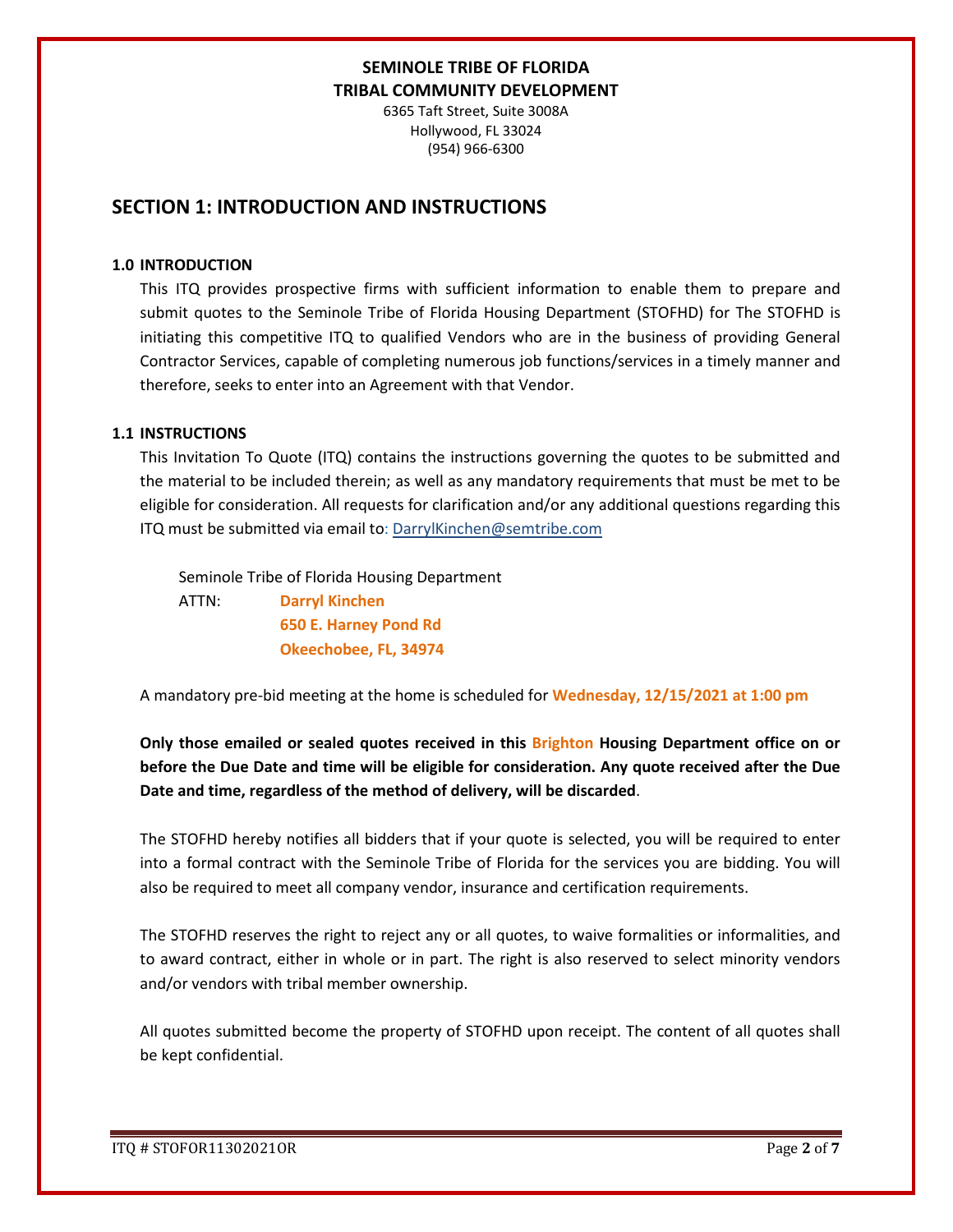**SEMINOLE TRIBE OF FLORIDA**
**TRIBAL COMMUNITY DEVELOPMENT**
6365 Taft Street, Suite 3008A
Hollywood, FL 33024
(954) 966-6300

# SECTION 1: INTRODUCTION AND INSTRUCTIONS

### 1.0 INTRODUCTION

This ITQ provides prospective firms with sufficient information to enable them to prepare and submit quotes to the Seminole Tribe of Florida Housing Department (STOFHD) for The STOFHD is initiating this competitive ITQ to qualified Vendors who are in the business of providing General Contractor Services, capable of completing numerous job functions/services in a timely manner and therefore, seeks to enter into an Agreement with that Vendor.

### 1.1 INSTRUCTIONS

This Invitation To Quote (ITQ) contains the instructions governing the quotes to be submitted and the material to be included therein; as well as any mandatory requirements that must be met to be eligible for consideration. All requests for clarification and/or any additional questions regarding this ITQ must be submitted via email to: DarrylKinchen@semtribe.com

Seminole Tribe of Florida Housing Department
ATTN: **Darryl Kinchen**
**650 E. Harney Pond Rd**
**Okeechobee, FL, 34974**

A mandatory pre-bid meeting at the home is scheduled for **Wednesday, 12/15/2021 at 1:00 pm**

**Only those emailed or sealed quotes received in this Brighton Housing Department office on or before the Due Date and time will be eligible for consideration. Any quote received after the Due Date and time, regardless of the method of delivery, will be discarded**.

The STOFHD hereby notifies all bidders that if your quote is selected, you will be required to enter into a formal contract with the Seminole Tribe of Florida for the services you are bidding. You will also be required to meet all company vendor, insurance and certification requirements.

The STOFHD reserves the right to reject any or all quotes, to waive formalities or informalities, and to award contract, either in whole or in part. The right is also reserved to select minority vendors and/or vendors with tribal member ownership.

All quotes submitted become the property of STOFHD upon receipt. The content of all quotes shall be kept confidential.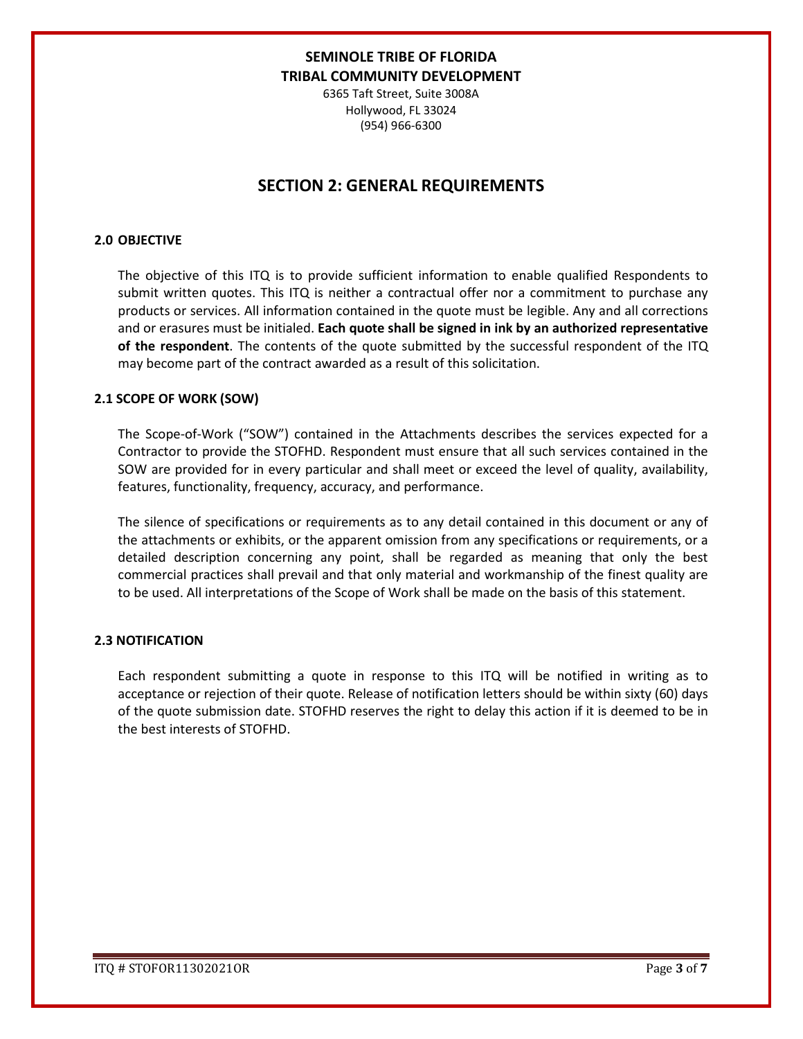**SEMINOLE TRIBE OF FLORIDA**
**TRIBAL COMMUNITY DEVELOPMENT**
6365 Taft Street, Suite 3008A
Hollywood, FL 33024
(954) 966-6300

# SECTION 2: GENERAL REQUIREMENTS

### 2.0 OBJECTIVE

The objective of this ITQ is to provide sufficient information to enable qualified Respondents to submit written quotes. This ITQ is neither a contractual offer nor a commitment to purchase any products or services. All information contained in the quote must be legible. Any and all corrections and or erasures must be initialed. **Each quote shall be signed in ink by an authorized representative of the respondent**. The contents of the quote submitted by the successful respondent of the ITQ may become part of the contract awarded as a result of this solicitation.

### 2.1 SCOPE OF WORK (SOW)

The Scope-of-Work ("SOW") contained in the Attachments describes the services expected for a Contractor to provide the STOFHD. Respondent must ensure that all such services contained in the SOW are provided for in every particular and shall meet or exceed the level of quality, availability, features, functionality, frequency, accuracy, and performance.

The silence of specifications or requirements as to any detail contained in this document or any of the attachments or exhibits, or the apparent omission from any specifications or requirements, or a detailed description concerning any point, shall be regarded as meaning that only the best commercial practices shall prevail and that only material and workmanship of the finest quality are to be used. All interpretations of the Scope of Work shall be made on the basis of this statement.

### 2.3 NOTIFICATION

Each respondent submitting a quote in response to this ITQ will be notified in writing as to acceptance or rejection of their quote. Release of notification letters should be within sixty (60) days of the quote submission date. STOFHD reserves the right to delay this action if it is deemed to be in the best interests of STOFHD.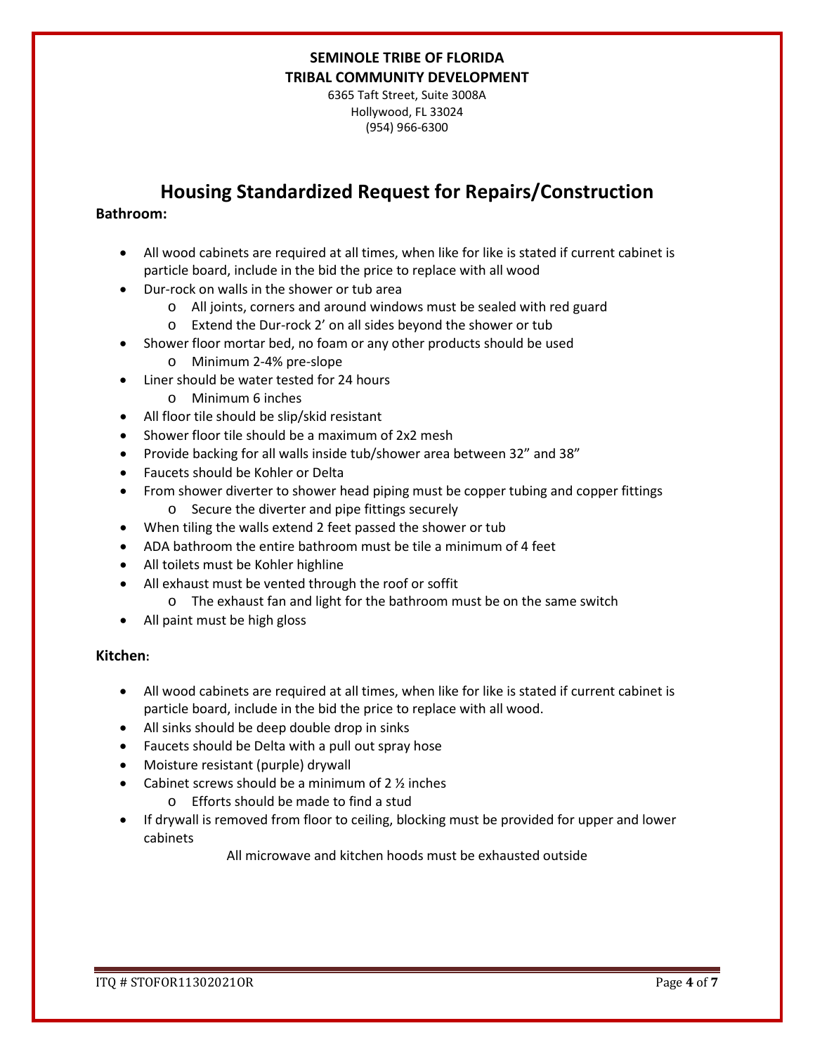**SEMINOLE TRIBE OF FLORIDA**
**TRIBAL COMMUNITY DEVELOPMENT**
6365 Taft Street, Suite 3008A
Hollywood, FL 33024
(954) 966-6300

# Housing Standardized Request for Repairs/Construction

**Bathroom:**

- All wood cabinets are required at all times, when like for like is stated if current cabinet is particle board, include in the bid the price to replace with all wood
- Dur-rock on walls in the shower or tub area
  - All joints, corners and around windows must be sealed with red guard
  - Extend the Dur-rock 2' on all sides beyond the shower or tub
- Shower floor mortar bed, no foam or any other products should be used
  - Minimum 2-4% pre-slope
- Liner should be water tested for 24 hours
  - Minimum 6 inches
- All floor tile should be slip/skid resistant
- Shower floor tile should be a maximum of 2x2 mesh
- Provide backing for all walls inside tub/shower area between 32" and 38"
- Faucets should be Kohler or Delta
- From shower diverter to shower head piping must be copper tubing and copper fittings
  - Secure the diverter and pipe fittings securely
- When tiling the walls extend 2 feet passed the shower or tub
- ADA bathroom the entire bathroom must be tile a minimum of 4 feet
- All toilets must be Kohler highline
- All exhaust must be vented through the roof or soffit
  - The exhaust fan and light for the bathroom must be on the same switch
- All paint must be high gloss

**Kitchen:**

- All wood cabinets are required at all times, when like for like is stated if current cabinet is particle board, include in the bid the price to replace with all wood.
- All sinks should be deep double drop in sinks
- Faucets should be Delta with a pull out spray hose
- Moisture resistant (purple) drywall
- Cabinet screws should be a minimum of 2 ½ inches
  - Efforts should be made to find a stud
- If drywall is removed from floor to ceiling, blocking must be provided for upper and lower cabinets

All microwave and kitchen hoods must be exhausted outside

ITQ # STOFOR11302021OR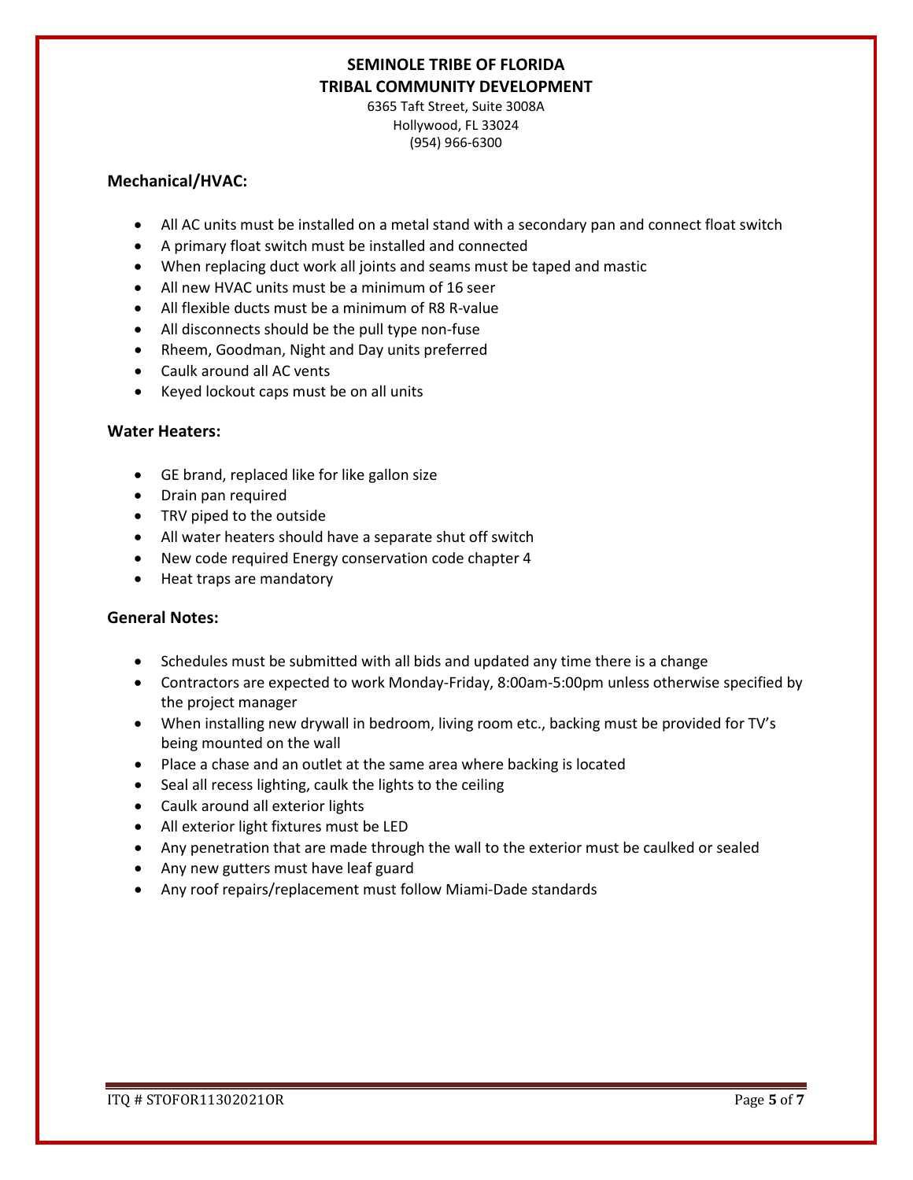**SEMINOLE TRIBE OF FLORIDA**
**TRIBAL COMMUNITY DEVELOPMENT**
6365 Taft Street, Suite 3008A
Hollywood, FL 33024
(954) 966-6300

### Mechanical/HVAC:

- All AC units must be installed on a metal stand with a secondary pan and connect float switch
- A primary float switch must be installed and connected
- When replacing duct work all joints and seams must be taped and mastic
- All new HVAC units must be a minimum of 16 seer
- All flexible ducts must be a minimum of R8 R-value
- All disconnects should be the pull type non-fuse
- Rheem, Goodman, Night and Day units preferred
- Caulk around all AC vents
- Keyed lockout caps must be on all units

### Water Heaters:

- GE brand, replaced like for like gallon size
- Drain pan required
- TRV piped to the outside
- All water heaters should have a separate shut off switch
- New code required Energy conservation code chapter 4
- Heat traps are mandatory

### General Notes:

- Schedules must be submitted with all bids and updated any time there is a change
- Contractors are expected to work Monday-Friday, 8:00am-5:00pm unless otherwise specified by the project manager
- When installing new drywall in bedroom, living room etc., backing must be provided for TV's being mounted on the wall
- Place a chase and an outlet at the same area where backing is located
- Seal all recess lighting, caulk the lights to the ceiling
- Caulk around all exterior lights
- All exterior light fixtures must be LED
- Any penetration that are made through the wall to the exterior must be caulked or sealed
- Any new gutters must have leaf guard
- Any roof repairs/replacement must follow Miami-Dade standards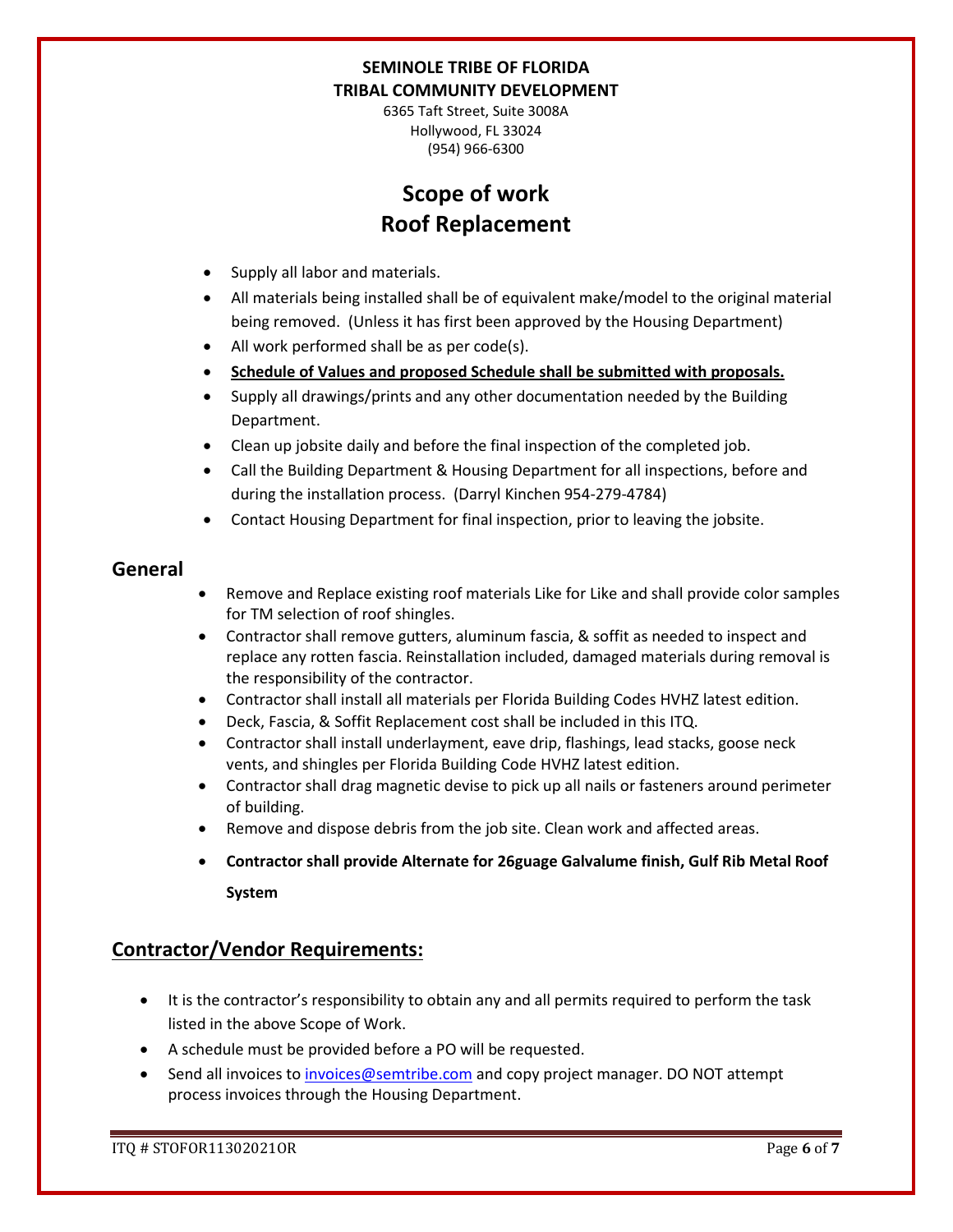**SEMINOLE TRIBE OF FLORIDA**
**TRIBAL COMMUNITY DEVELOPMENT**

6365 Taft Street, Suite 3008A
Hollywood, FL 33024
(954) 966-6300

# Scope of work
# Roof Replacement

- Supply all labor and materials.
- All materials being installed shall be of equivalent make/model to the original material being removed. (Unless it has first been approved by the Housing Department)
- All work performed shall be as per code(s).
- **Schedule of Values and proposed Schedule shall be submitted with proposals.**
- Supply all drawings/prints and any other documentation needed by the Building Department.
- Clean up jobsite daily and before the final inspection of the completed job.
- Call the Building Department & Housing Department for all inspections, before and during the installation process. (Darryl Kinchen 954-279-4784)
- Contact Housing Department for final inspection, prior to leaving the jobsite.

## General

- Remove and Replace existing roof materials Like for Like and shall provide color samples for TM selection of roof shingles.
- Contractor shall remove gutters, aluminum fascia, & soffit as needed to inspect and replace any rotten fascia. Reinstallation included, damaged materials during removal is the responsibility of the contractor.
- Contractor shall install all materials per Florida Building Codes HVHZ latest edition.
- Deck, Fascia, & Soffit Replacement cost shall be included in this ITQ.
- Contractor shall install underlayment, eave drip, flashings, lead stacks, goose neck vents, and shingles per Florida Building Code HVHZ latest edition.
- Contractor shall drag magnetic devise to pick up all nails or fasteners around perimeter of building.
- Remove and dispose debris from the job site. Clean work and affected areas.
- **Contractor shall provide Alternate for 26guage Galvalume finish, Gulf Rib Metal Roof System**

## Contractor/Vendor Requirements:

- It is the contractor's responsibility to obtain any and all permits required to perform the task listed in the above Scope of Work.
- A schedule must be provided before a PO will be requested.
- Send all invoices to invoices@semtribe.com and copy project manager. DO NOT attempt process invoices through the Housing Department.